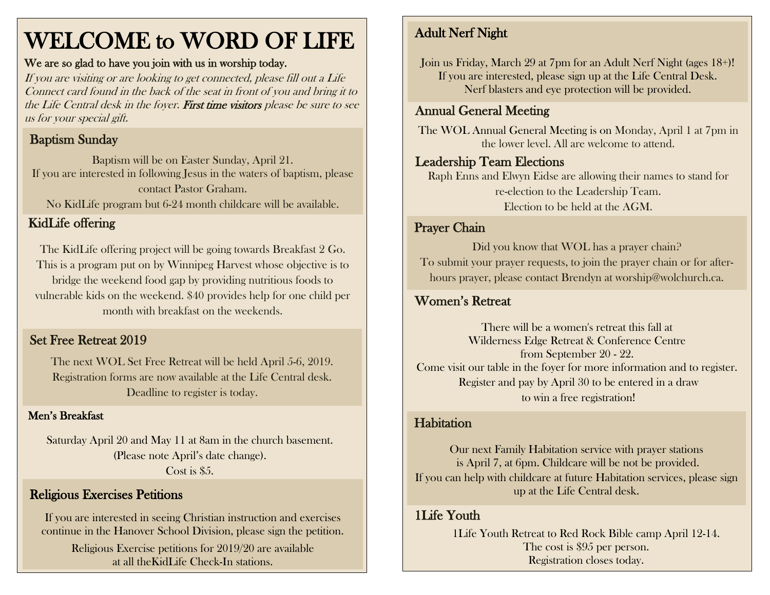# WELCOME to WORD OF LIFE

**We are so glad to have you join with us in worship today.**

*If you are visiting or are looking to get connected, please fill out a Life Connect card found in the back of the seat in front of you and bring it to the Life Central desk in the foyer. **First time visitors** please be sure to see us for your special gift.*

## Baptism Sunday

Baptism will be on Easter Sunday, April 21.
If you are interested in following Jesus in the waters of baptism, please contact Pastor Graham.
No KidLife program but 6-24 month childcare will be available.

## KidLife offering

The KidLife offering project will be going towards Breakfast 2 Go. This is a program put on by Winnipeg Harvest whose objective is to bridge the weekend food gap by providing nutritious foods to vulnerable kids on the weekend. $40 provides help for one child per month with breakfast on the weekends.

## Set Free Retreat 2019

The next WOL Set Free Retreat will be held April 5-6, 2019.
Registration forms are now available at the Life Central desk.
Deadline to register is today.

## Men's Breakfast

Saturday April 20 and May 11 at 8am in the church basement.
(Please note April's date change).
Cost is $5.

## Religious Exercises Petitions

If you are interested in seeing Christian instruction and exercises continue in the Hanover School Division, please sign the petition.

Religious Exercise petitions for 2019/20 are available at all theKidLife Check-In stations.

## Adult Nerf Night

Join us Friday, March 29 at 7pm for an Adult Nerf Night (ages 18+)!
If you are interested, please sign up at the Life Central Desk.
Nerf blasters and eye protection will be provided.

## Annual General Meeting

The WOL Annual General Meeting is on Monday, April 1 at 7pm in the lower level. All are welcome to attend.

## Leadership Team Elections

Raph Enns and Elwyn Eidse are allowing their names to stand for re-election to the Leadership Team.
Election to be held at the AGM.

## Prayer Chain

Did you know that WOL has a prayer chain?
To submit your prayer requests, to join the prayer chain or for after-hours prayer, please contact Brendyn at worship@wolchurch.ca.

## Women's Retreat

There will be a women's retreat this fall at
Wilderness Edge Retreat & Conference Centre
from September 20 - 22.
Come visit our table in the foyer for more information and to register.
Register and pay by April 30 to be entered in a draw
to win a free registration!

## Habitation

Our next Family Habitation service with prayer stations
is April 7, at 6pm. Childcare will be not be provided.
If you can help with childcare at future Habitation services, please sign up at the Life Central desk.

## 1Life Youth

1Life Youth Retreat to Red Rock Bible camp April 12-14.
The cost is $95 per person.
Registration closes today.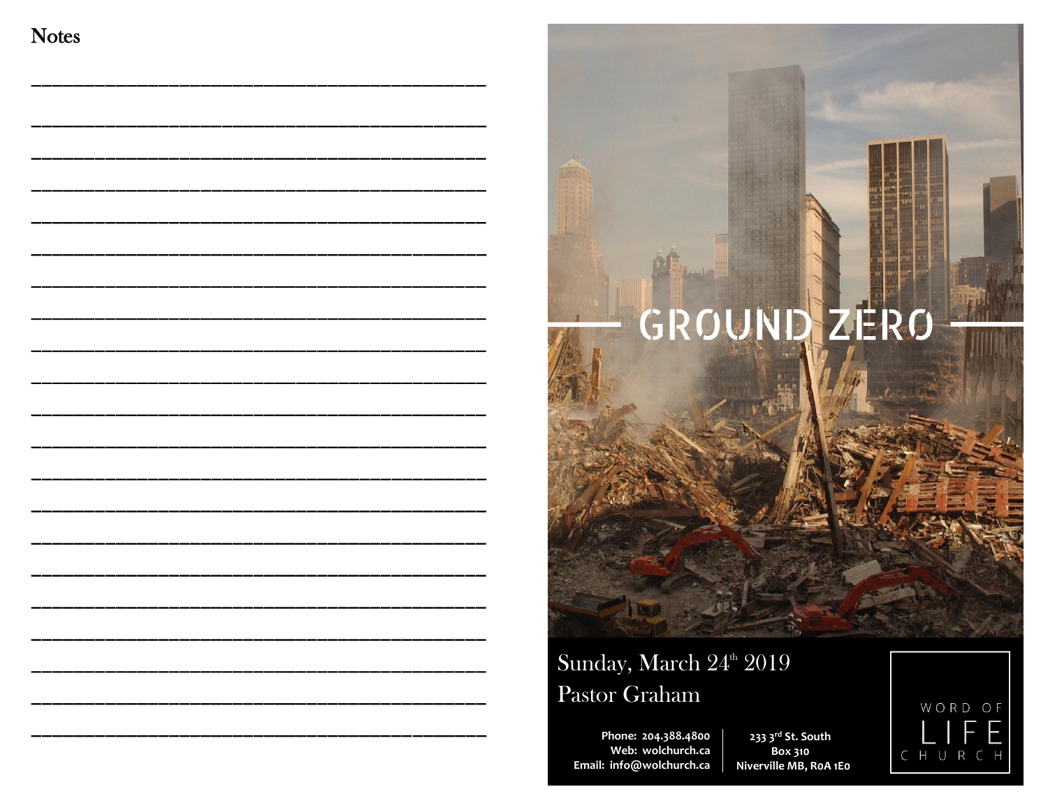## Notes

______________________________________________

______________________________________________

______________________________________________

______________________________________________

______________________________________________

______________________________________________

______________________________________________

______________________________________________

______________________________________________

______________________________________________

______________________________________________

______________________________________________

______________________________________________

______________________________________________

______________________________________________

______________________________________________

______________________________________________

______________________________________________

______________________________________________

______________________________________________

______________________________________________

# GROUND ZERO

Sunday, March 24th 2019

Pastor Graham

Phone: 204.388.4800
Web: wolchurch.ca
Email: info@wolchurch.ca

233 3rd St. South
Box 310
Niverville MB, R0A 1E0

WORD OF LIFE CHURCH